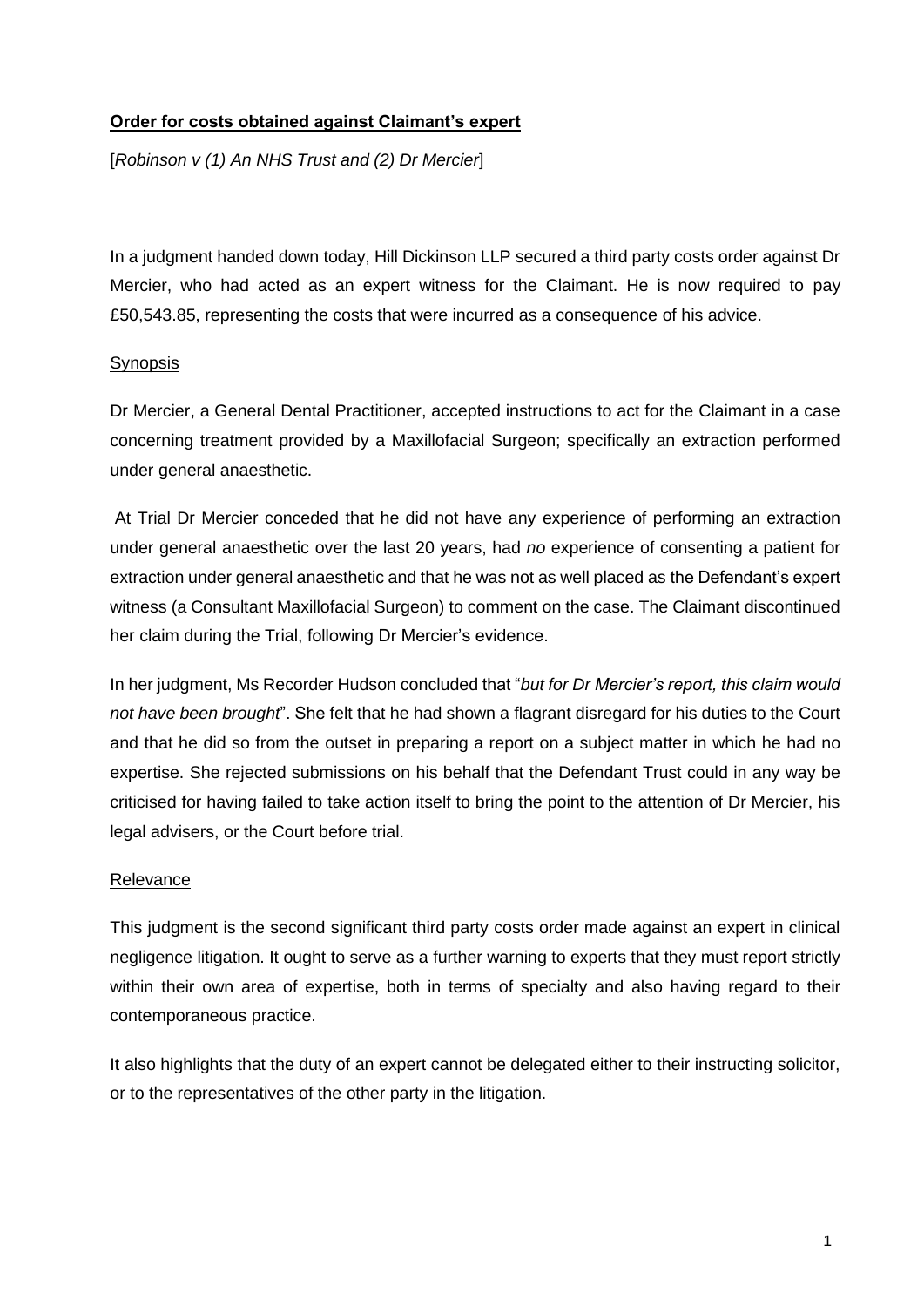**Order for costs obtained against Claimant's expert**

[*Robinson v (1) An NHS Trust and (2) Dr Mercier*]

In a judgment handed down today, Hill Dickinson LLP secured a third party costs order against Dr Mercier, who had acted as an expert witness for the Claimant. He is now required to pay £50,543.85, representing the costs that were incurred as a consequence of his advice.

Synopsis

Dr Mercier, a General Dental Practitioner, accepted instructions to act for the Claimant in a case concerning treatment provided by a Maxillofacial Surgeon; specifically an extraction performed under general anaesthetic.

At Trial Dr Mercier conceded that he did not have any experience of performing an extraction under general anaesthetic over the last 20 years, had *no* experience of consenting a patient for extraction under general anaesthetic and that he was not as well placed as the Defendant's expert witness (a Consultant Maxillofacial Surgeon) to comment on the case. The Claimant discontinued her claim during the Trial, following Dr Mercier's evidence.

In her judgment, Ms Recorder Hudson concluded that "*but for Dr Mercier's report, this claim would not have been brought*". She felt that he had shown a flagrant disregard for his duties to the Court and that he did so from the outset in preparing a report on a subject matter in which he had no expertise. She rejected submissions on his behalf that the Defendant Trust could in any way be criticised for having failed to take action itself to bring the point to the attention of Dr Mercier, his legal advisers, or the Court before trial.

Relevance

This judgment is the second significant third party costs order made against an expert in clinical negligence litigation. It ought to serve as a further warning to experts that they must report strictly within their own area of expertise, both in terms of specialty and also having regard to their contemporaneous practice.

It also highlights that the duty of an expert cannot be delegated either to their instructing solicitor, or to the representatives of the other party in the litigation.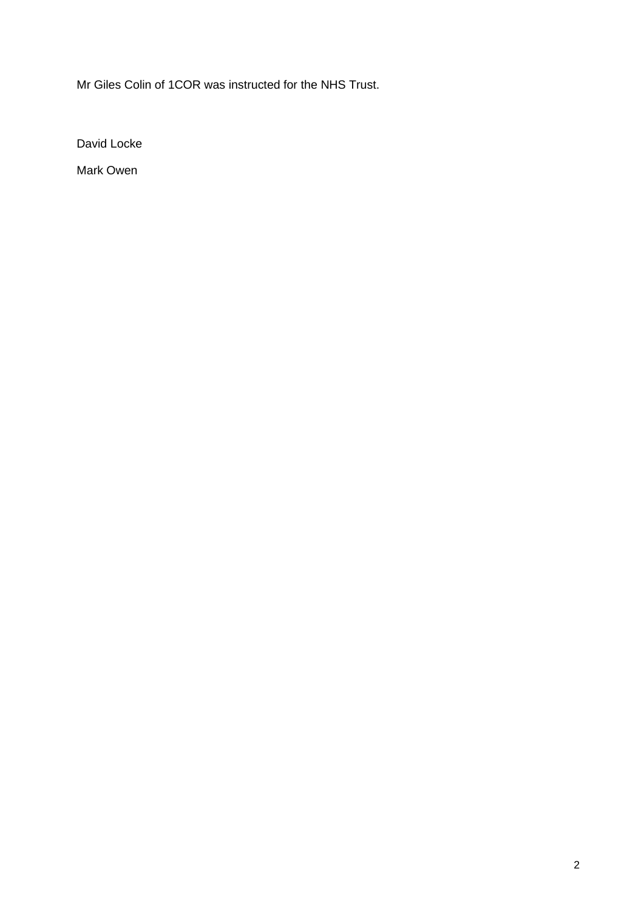Mr Giles Colin of 1COR was instructed for the NHS Trust.

David Locke

Mark Owen